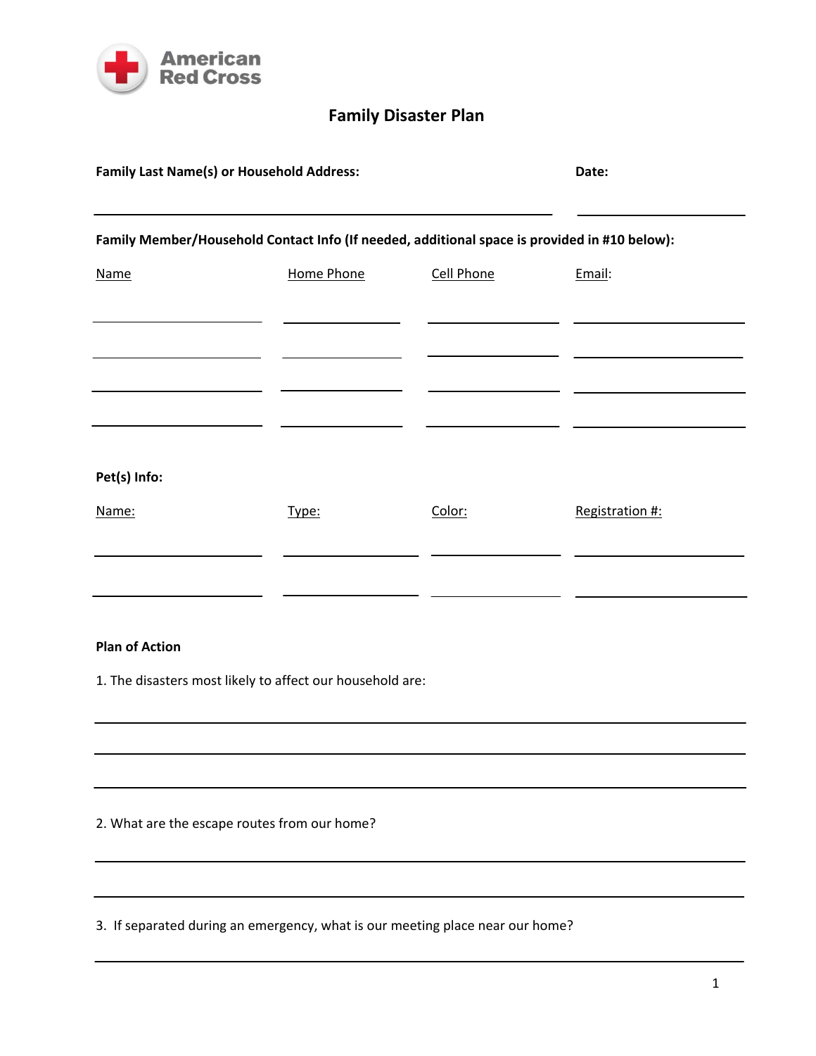American Red Cross

# Family Disaster Plan

**Family Last Name(s) or Household Address:** ______________________________ **Date:** ______________

**Family Member/Household Contact Info (If needed, additional space is provided in #10 below):**

| Name | Home Phone | Cell Phone | Email: |
|---|---|---|---|
| | | | |
| | | | |
| | | | |
| | | | |

**Pet(s) Info:**

| Name: | Type: | Color: | Registration #: |
|---|---|---|---|
| | | | |
| | | | |

**Plan of Action**

1. The disasters most likely to affect our household are:

______________________________________________________________

______________________________________________________________

______________________________________________________________

2. What are the escape routes from our home?

______________________________________________________________

______________________________________________________________

3. If separated during an emergency, what is our meeting place near our home?

______________________________________________________________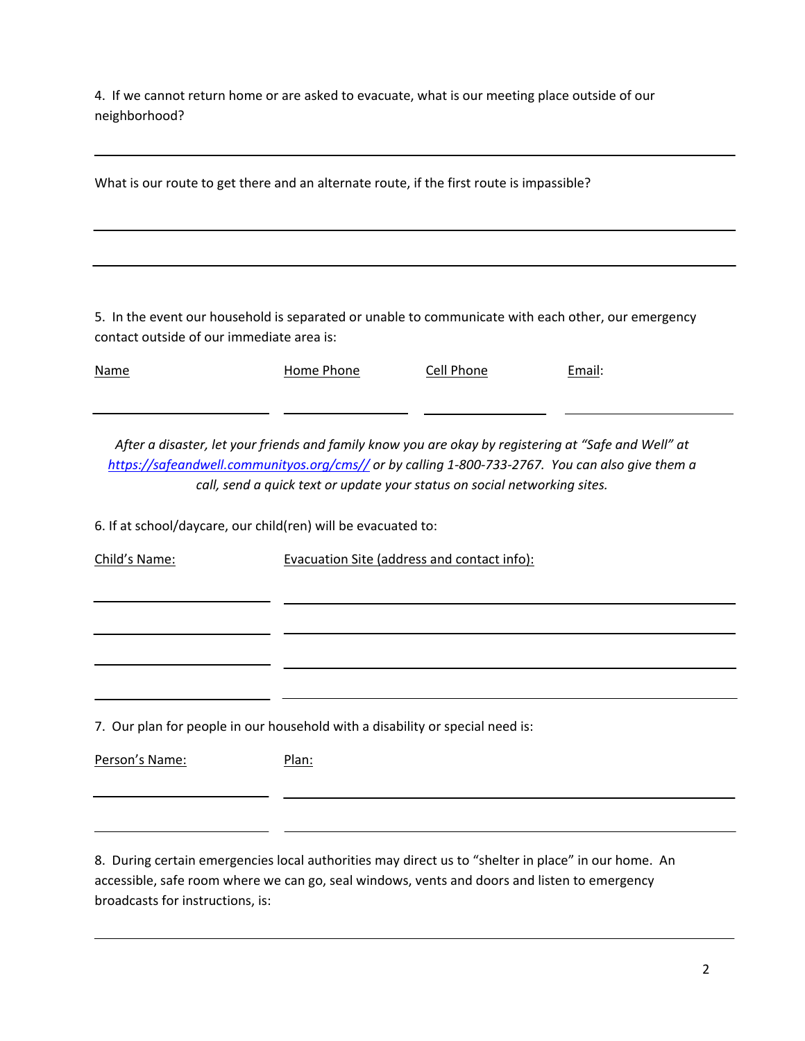4. If we cannot return home or are asked to evacuate, what is our meeting place outside of our neighborhood?

_______________________________________________________________________________

What is our route to get there and an alternate route, if the first route is impassible?

_______________________________________________________________________________

_______________________________________________________________________________

5. In the event our household is separated or unable to communicate with each other, our emergency contact outside of our immediate area is:

| Name | Home Phone | Cell Phone | Email: |
|---|---|---|---|
| | | | |

*After a disaster, let your friends and family know you are okay by registering at "Safe and Well" at [https://safeandwell.communityos.org/cms//](https://safeandwell.communityos.org/cms//) or by calling 1-800-733-2767. You can also give them a call, send a quick text or update your status on social networking sites.*

6. If at school/daycare, our child(ren) will be evacuated to:

| Child's Name: | Evacuation Site (address and contact info): |
|---|---|
| | |
| | |
| | |
| | |

7. Our plan for people in our household with a disability or special need is:

| Person's Name: | Plan: |
|---|---|
| | |
| | |

8. During certain emergencies local authorities may direct us to "shelter in place" in our home. An accessible, safe room where we can go, seal windows, vents and doors and listen to emergency broadcasts for instructions, is:

_______________________________________________________________________________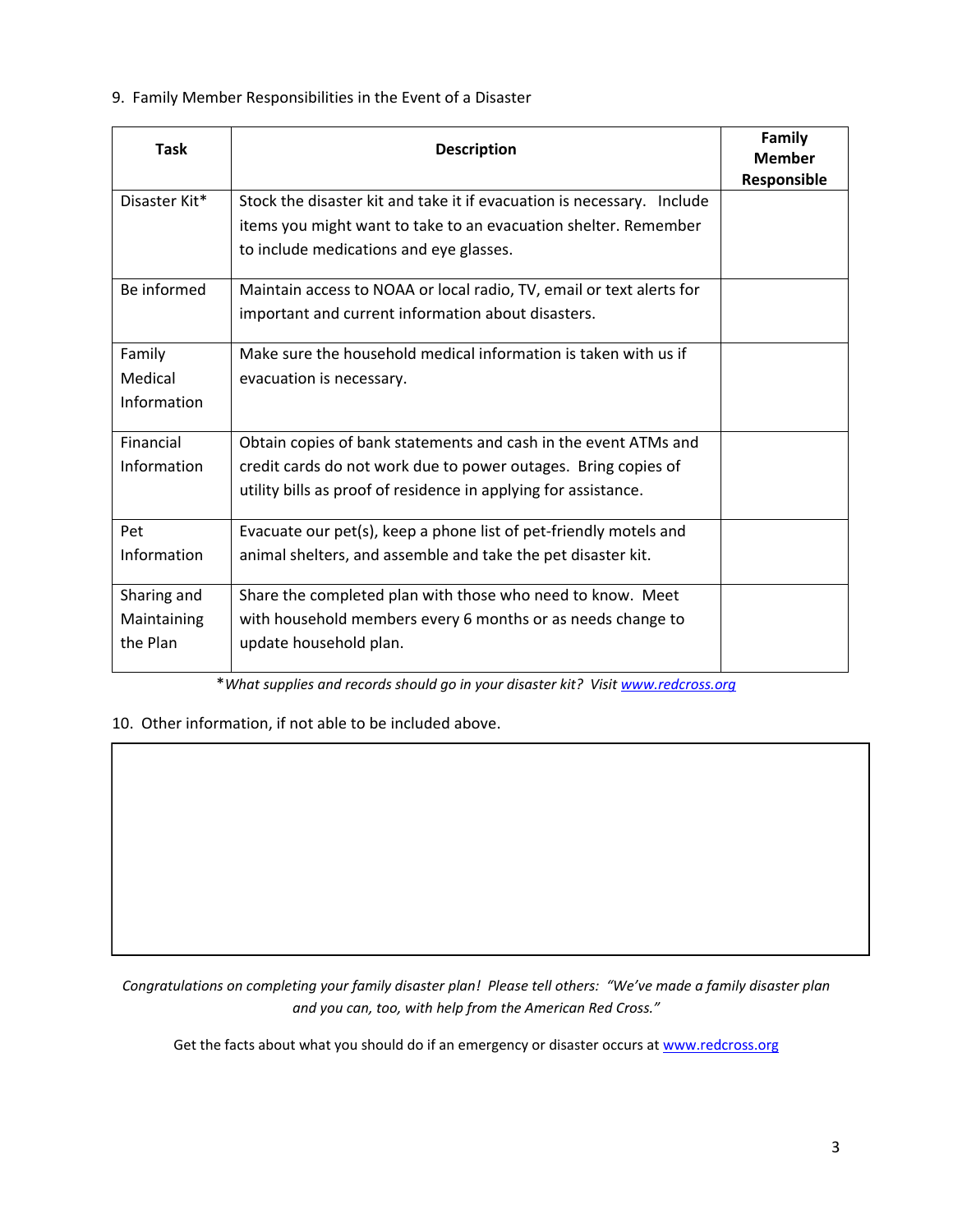9. Family Member Responsibilities in the Event of a Disaster

| Task | Description | Family Member Responsible |
|---|---|---|
| Disaster Kit* | Stock the disaster kit and take it if evacuation is necessary. Include items you might want to take to an evacuation shelter. Remember to include medications and eye glasses. | |
| Be informed | Maintain access to NOAA or local radio, TV, email or text alerts for important and current information about disasters. | |
| Family Medical Information | Make sure the household medical information is taken with us if evacuation is necessary. | |
| Financial Information | Obtain copies of bank statements and cash in the event ATMs and credit cards do not work due to power outages. Bring copies of utility bills as proof of residence in applying for assistance. | |
| Pet Information | Evacuate our pet(s), keep a phone list of pet-friendly motels and animal shelters, and assemble and take the pet disaster kit. | |
| Sharing and Maintaining the Plan | Share the completed plan with those who need to know. Meet with household members every 6 months or as needs change to update household plan. | |

**What supplies and records should go in your disaster kit? Visit www.redcross.org*

10. Other information, if not able to be included above.

| |
|---|
| |

*Congratulations on completing your family disaster plan! Please tell others: "We've made a family disaster plan and you can, too, with help from the American Red Cross."*

Get the facts about what you should do if an emergency or disaster occurs at www.redcross.org